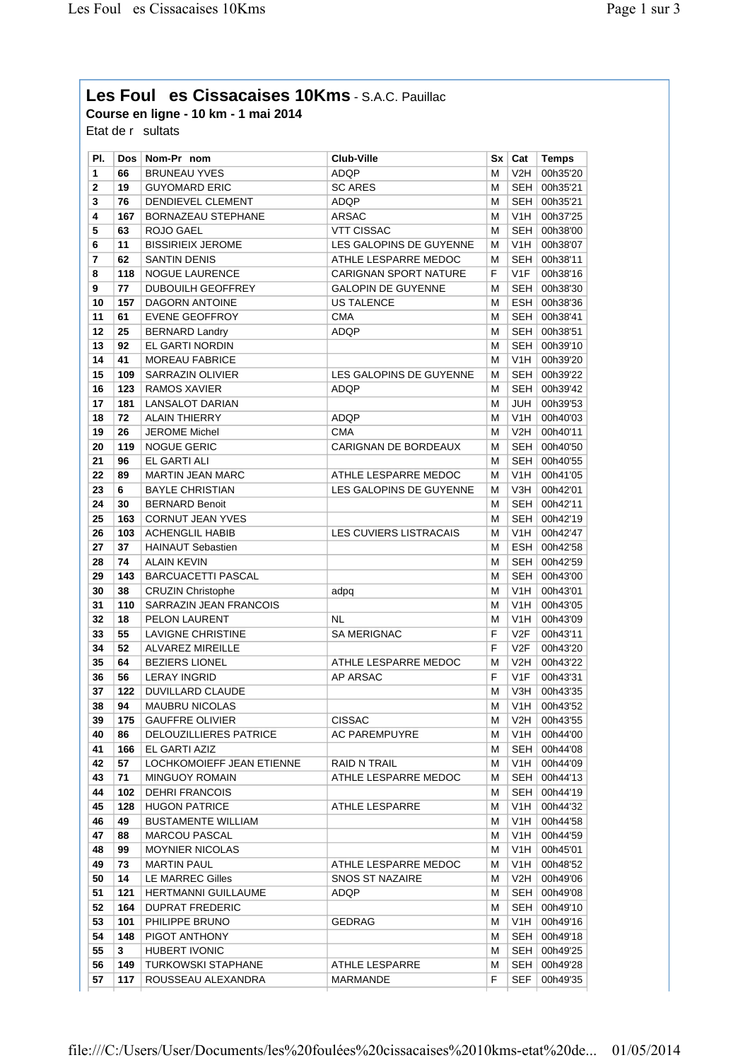# Les Foul es Cissacaises 10Kms - S.A.C. Pauillac

**Course en ligne - 10 km - 1 mai 2014**

Etat de r sultats

| Pl. | Dos | Nom-Pr nom | Club-Ville | Sx | Cat | Temps |
|---|---|---|---|---|---|---|
| 1 | 66 | BRUNEAU YVES | ADQP | M | V2H | 00h35'20 |
| 2 | 19 | GUYOMARD ERIC | SC ARES | M | SEH | 00h35'21 |
| 3 | 76 | DENDIEVEL CLEMENT | ADQP | M | SEH | 00h35'21 |
| 4 | 167 | BORNAZEAU STEPHANE | ARSAC | M | V1H | 00h37'25 |
| 5 | 63 | ROJO GAEL | VTT CISSAC | M | SEH | 00h38'00 |
| 6 | 11 | BISSIRIEIX JEROME | LES GALOPINS DE GUYENNE | M | V1H | 00h38'07 |
| 7 | 62 | SANTIN DENIS | ATHLE LESPARRE MEDOC | M | SEH | 00h38'11 |
| 8 | 118 | NOGUE LAURENCE | CARIGNAN SPORT NATURE | F | V1F | 00h38'16 |
| 9 | 77 | DUBOUILH GEOFFREY | GALOPIN DE GUYENNE | M | SEH | 00h38'30 |
| 10 | 157 | DAGORN ANTOINE | US TALENCE | M | ESH | 00h38'36 |
| 11 | 61 | EVENE GEOFFROY | CMA | M | SEH | 00h38'41 |
| 12 | 25 | BERNARD Landry | ADQP | M | SEH | 00h38'51 |
| 13 | 92 | EL GARTI NORDIN | | M | SEH | 00h39'10 |
| 14 | 41 | MOREAU FABRICE | | M | V1H | 00h39'20 |
| 15 | 109 | SARRAZIN OLIVIER | LES GALOPINS DE GUYENNE | M | SEH | 00h39'22 |
| 16 | 123 | RAMOS XAVIER | ADQP | M | SEH | 00h39'42 |
| 17 | 181 | LANSALOT DARIAN | | M | JUH | 00h39'53 |
| 18 | 72 | ALAIN THIERRY | ADQP | M | V1H | 00h40'03 |
| 19 | 26 | JEROME Michel | CMA | M | V2H | 00h40'11 |
| 20 | 119 | NOGUE GERIC | CARIGNAN DE BORDEAUX | M | SEH | 00h40'50 |
| 21 | 96 | EL GARTI ALI | | M | SEH | 00h40'55 |
| 22 | 89 | MARTIN JEAN MARC | ATHLE LESPARRE MEDOC | M | V1H | 00h41'05 |
| 23 | 6 | BAYLE CHRISTIAN | LES GALOPINS DE GUYENNE | M | V3H | 00h42'01 |
| 24 | 30 | BERNARD Benoit | | M | SEH | 00h42'11 |
| 25 | 163 | CORNUT JEAN YVES | | M | SEH | 00h42'19 |
| 26 | 103 | ACHENGLIL HABIB | LES CUVIERS LISTRACAIS | M | V1H | 00h42'47 |
| 27 | 37 | HAINAUT Sebastien | | M | ESH | 00h42'58 |
| 28 | 74 | ALAIN KEVIN | | M | SEH | 00h42'59 |
| 29 | 143 | BARCUACETTI PASCAL | | M | SEH | 00h43'00 |
| 30 | 38 | CRUZIN Christophe | adpq | M | V1H | 00h43'01 |
| 31 | 110 | SARRAZIN JEAN FRANCOIS | | M | V1H | 00h43'05 |
| 32 | 18 | PELON LAURENT | NL | M | V1H | 00h43'09 |
| 33 | 55 | LAVIGNE CHRISTINE | SA MERIGNAC | F | V2F | 00h43'11 |
| 34 | 52 | ALVAREZ MIREILLE | | F | V2F | 00h43'20 |
| 35 | 64 | BEZIERS LIONEL | ATHLE LESPARRE MEDOC | M | V2H | 00h43'22 |
| 36 | 56 | LERAY INGRID | AP ARSAC | F | V1F | 00h43'31 |
| 37 | 122 | DUVILLARD CLAUDE | | M | V3H | 00h43'35 |
| 38 | 94 | MAUBRU NICOLAS | | M | V1H | 00h43'52 |
| 39 | 175 | GAUFFRE OLIVIER | CISSAC | M | V2H | 00h43'55 |
| 40 | 86 | DELOUZILLIERES PATRICE | AC PAREMPUYRE | M | V1H | 00h44'00 |
| 41 | 166 | EL GARTI AZIZ | | M | SEH | 00h44'08 |
| 42 | 57 | LOCHKOMOIEFF JEAN ETIENNE | RAID N TRAIL | M | V1H | 00h44'09 |
| 43 | 71 | MINGUOY ROMAIN | ATHLE LESPARRE MEDOC | M | SEH | 00h44'13 |
| 44 | 102 | DEHRI FRANCOIS | | M | SEH | 00h44'19 |
| 45 | 128 | HUGON PATRICE | ATHLE LESPARRE | M | V1H | 00h44'32 |
| 46 | 49 | BUSTAMENTE WILLIAM | | M | V1H | 00h44'58 |
| 47 | 88 | MARCOU PASCAL | | M | V1H | 00h44'59 |
| 48 | 99 | MOYNIER NICOLAS | | M | V1H | 00h45'01 |
| 49 | 73 | MARTIN PAUL | ATHLE LESPARRE MEDOC | M | V1H | 00h48'52 |
| 50 | 14 | LE MARREC Gilles | SNOS ST NAZAIRE | M | V2H | 00h49'06 |
| 51 | 121 | HERTMANNI GUILLAUME | ADQP | M | SEH | 00h49'08 |
| 52 | 164 | DUPRAT FREDERIC | | M | SEH | 00h49'10 |
| 53 | 101 | PHILIPPE BRUNO | GEDRAG | M | V1H | 00h49'16 |
| 54 | 148 | PIGOT ANTHONY | | M | SEH | 00h49'18 |
| 55 | 3 | HUBERT IVONIC | | M | SEH | 00h49'25 |
| 56 | 149 | TURKOWSKI STAPHANE | ATHLE LESPARRE | M | SEH | 00h49'28 |
| 57 | 117 | ROUSSEAU ALEXANDRA | MARMANDE | F | SEF | 00h49'35 |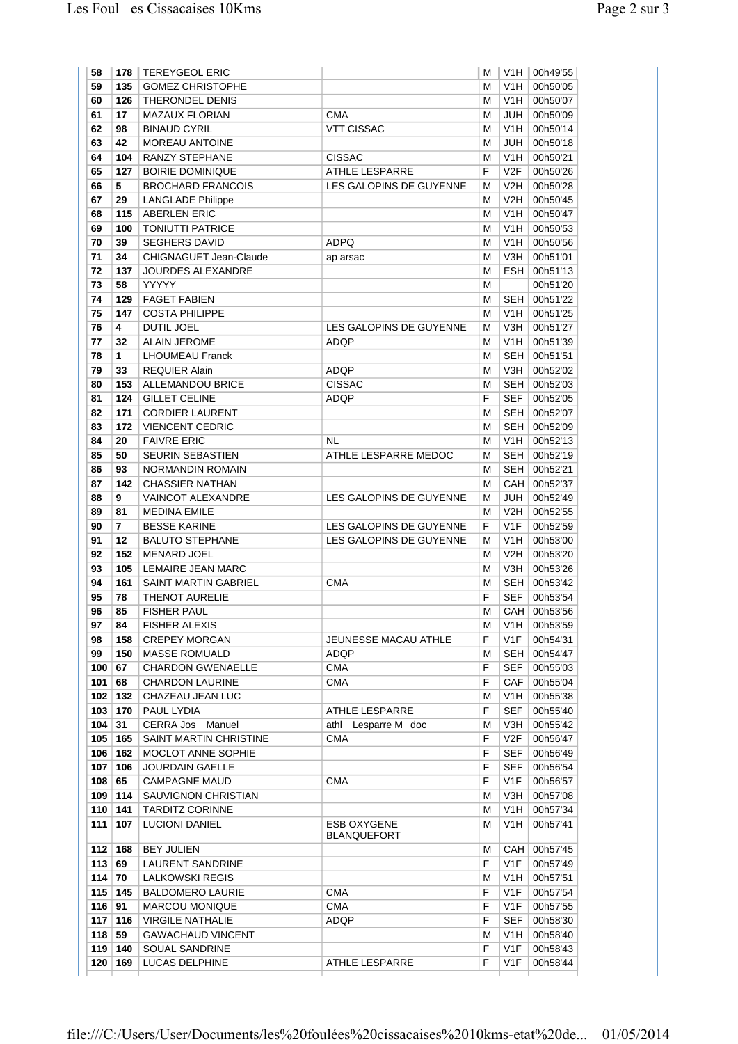| 58 | 178 | TEREYGEOL ERIC | | M | V1H | 00h49'55 |
|---|---|---|---|---|---|---|
| 59 | 135 | GOMEZ CHRISTOPHE | | M | V1H | 00h50'05 |
| 60 | 126 | THERONDEL DENIS | | M | V1H | 00h50'07 |
| 61 | 17 | MAZAUX FLORIAN | CMA | M | JUH | 00h50'09 |
| 62 | 98 | BINAUD CYRIL | VTT CISSAC | M | V1H | 00h50'14 |
| 63 | 42 | MOREAU ANTOINE | | M | JUH | 00h50'18 |
| 64 | 104 | RANZY STEPHANE | CISSAC | M | V1H | 00h50'21 |
| 65 | 127 | BOIRIE DOMINIQUE | ATHLE LESPARRE | F | V2F | 00h50'26 |
| 66 | 5 | BROCHARD FRANCOIS | LES GALOPINS DE GUYENNE | M | V2H | 00h50'28 |
| 67 | 29 | LANGLADE Philippe | | M | V2H | 00h50'45 |
| 68 | 115 | ABERLEN ERIC | | M | V1H | 00h50'47 |
| 69 | 100 | TONIUTTI PATRICE | | M | V1H | 00h50'53 |
| 70 | 39 | SEGHERS DAVID | ADPQ | M | V1H | 00h50'56 |
| 71 | 34 | CHIGNAGUET Jean-Claude | ap arsac | M | V3H | 00h51'01 |
| 72 | 137 | JOURDES ALEXANDRE | | M | ESH | 00h51'13 |
| 73 | 58 | YYYYY | | M | | 00h51'20 |
| 74 | 129 | FAGET FABIEN | | M | SEH | 00h51'22 |
| 75 | 147 | COSTA PHILIPPE | | M | V1H | 00h51'25 |
| 76 | 4 | DUTIL JOEL | LES GALOPINS DE GUYENNE | M | V3H | 00h51'27 |
| 77 | 32 | ALAIN JEROME | ADQP | M | V1H | 00h51'39 |
| 78 | 1 | LHOUMEAU Franck | | M | SEH | 00h51'51 |
| 79 | 33 | REQUIER Alain | ADQP | M | V3H | 00h52'02 |
| 80 | 153 | ALLEMANDOU BRICE | CISSAC | M | SEH | 00h52'03 |
| 81 | 124 | GILLET CELINE | ADQP | F | SEF | 00h52'05 |
| 82 | 171 | CORDIER LAURENT | | M | SEH | 00h52'07 |
| 83 | 172 | VIENCENT CEDRIC | | M | SEH | 00h52'09 |
| 84 | 20 | FAIVRE ERIC | NL | M | V1H | 00h52'13 |
| 85 | 50 | SEURIN SEBASTIEN | ATHLE LESPARRE MEDOC | M | SEH | 00h52'19 |
| 86 | 93 | NORMANDIN ROMAIN | | M | SEH | 00h52'21 |
| 87 | 142 | CHASSIER NATHAN | | M | CAH | 00h52'37 |
| 88 | 9 | VAINCOT ALEXANDRE | LES GALOPINS DE GUYENNE | M | JUH | 00h52'49 |
| 89 | 81 | MEDINA EMILE | | M | V2H | 00h52'55 |
| 90 | 7 | BESSE KARINE | LES GALOPINS DE GUYENNE | F | V1F | 00h52'59 |
| 91 | 12 | BALUTO STEPHANE | LES GALOPINS DE GUYENNE | M | V1H | 00h53'00 |
| 92 | 152 | MENARD JOEL | | M | V2H | 00h53'20 |
| 93 | 105 | LEMAIRE JEAN MARC | | M | V3H | 00h53'26 |
| 94 | 161 | SAINT MARTIN GABRIEL | CMA | M | SEH | 00h53'42 |
| 95 | 78 | THENOT AURELIE | | F | SEF | 00h53'54 |
| 96 | 85 | FISHER PAUL | | M | CAH | 00h53'56 |
| 97 | 84 | FISHER ALEXIS | | M | V1H | 00h53'59 |
| 98 | 158 | CREPEY MORGAN | JEUNESSE MACAU ATHLE | F | V1F | 00h54'31 |
| 99 | 150 | MASSE ROMUALD | ADQP | M | SEH | 00h54'47 |
| 100 | 67 | CHARDON GWENAELLE | CMA | F | SEF | 00h55'03 |
| 101 | 68 | CHARDON LAURINE | CMA | F | CAF | 00h55'04 |
| 102 | 132 | CHAZEAU JEAN LUC | | M | V1H | 00h55'38 |
| 103 | 170 | PAUL LYDIA | ATHLE LESPARRE | F | SEF | 00h55'40 |
| 104 | 31 | CERRA Jos Manuel | athl Lesparre M doc | M | V3H | 00h55'42 |
| 105 | 165 | SAINT MARTIN CHRISTINE | CMA | F | V2F | 00h56'47 |
| 106 | 162 | MOCLOT ANNE SOPHIE | | F | SEF | 00h56'49 |
| 107 | 106 | JOURDAIN GAELLE | | F | SEF | 00h56'54 |
| 108 | 65 | CAMPAGNE MAUD | CMA | F | V1F | 00h56'57 |
| 109 | 114 | SAUVIGNON CHRISTIAN | | M | V3H | 00h57'08 |
| 110 | 141 | TARDITZ CORINNE | | M | V1H | 00h57'34 |
| 111 | 107 | LUCIONI DANIEL | ESB OXYGENE BLANQUEFORT | M | V1H | 00h57'41 |
| 112 | 168 | BEY JULIEN | | M | CAH | 00h57'45 |
| 113 | 69 | LAURENT SANDRINE | | F | V1F | 00h57'49 |
| 114 | 70 | LALKOWSKI REGIS | | M | V1H | 00h57'51 |
| 115 | 145 | BALDOMERO LAURIE | CMA | F | V1F | 00h57'54 |
| 116 | 91 | MARCOU MONIQUE | CMA | F | V1F | 00h57'55 |
| 117 | 116 | VIRGILE NATHALIE | ADQP | F | SEF | 00h58'30 |
| 118 | 59 | GAWACHAUD VINCENT | | M | V1H | 00h58'40 |
| 119 | 140 | SOUAL SANDRINE | | F | V1F | 00h58'43 |
| 120 | 169 | LUCAS DELPHINE | ATHLE LESPARRE | F | V1F | 00h58'44 |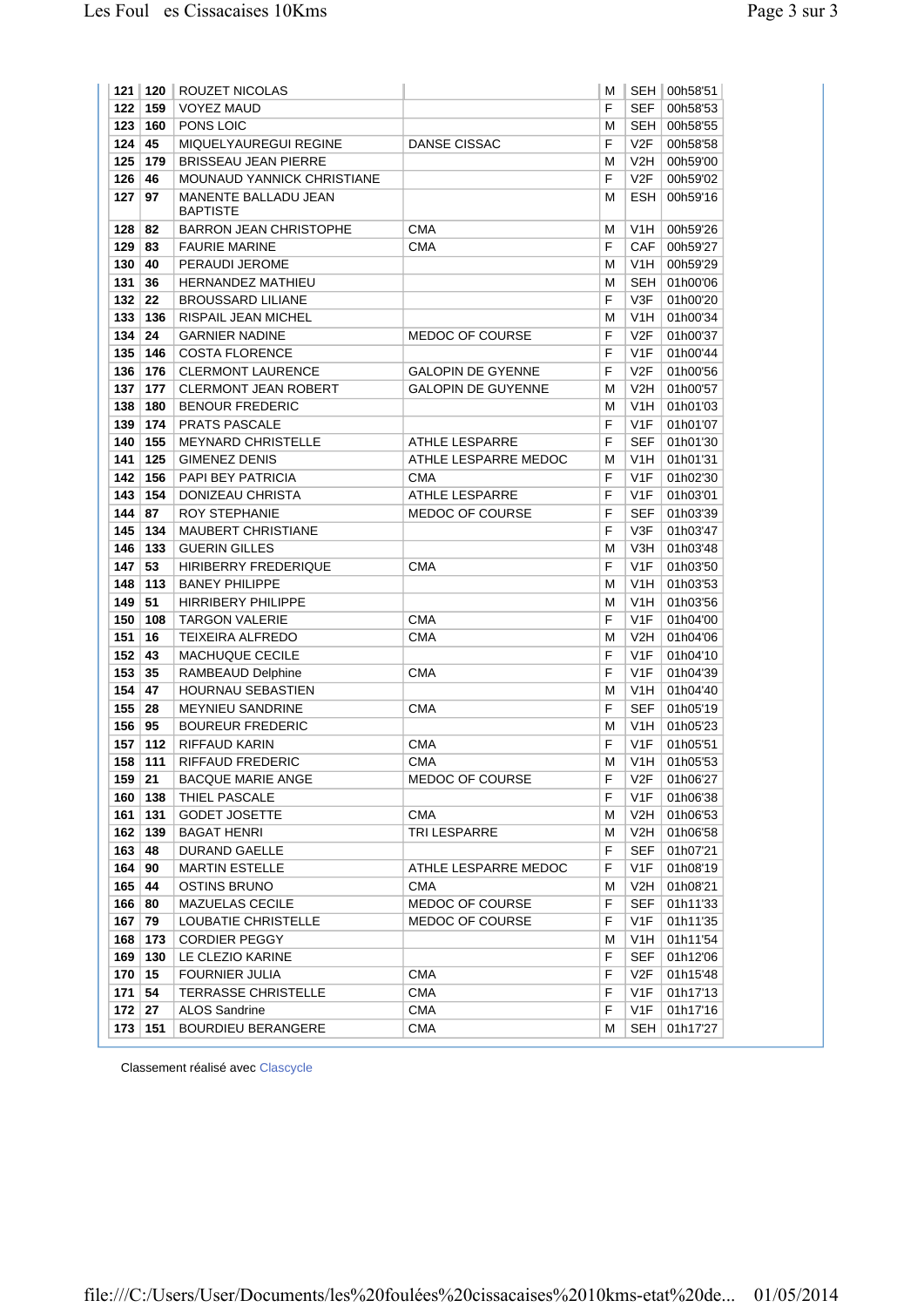| | | | | | | |
|---|---|---|---|---|---|---|
| 121 | 120 | ROUZET NICOLAS | | M | SEH | 00h58'51 |
| 122 | 159 | VOYEZ MAUD | | F | SEF | 00h58'53 |
| 123 | 160 | PONS LOIC | | M | SEH | 00h58'55 |
| 124 | 45 | MIQUELYAUREGUI REGINE | DANSE CISSAC | F | V2F | 00h58'58 |
| 125 | 179 | BRISSEAU JEAN PIERRE | | M | V2H | 00h59'00 |
| 126 | 46 | MOUNAUD YANNICK CHRISTIANE | | F | V2F | 00h59'02 |
| 127 | 97 | MANENTE BALLADU JEAN BAPTISTE | | M | ESH | 00h59'16 |
| 128 | 82 | BARRON JEAN CHRISTOPHE | CMA | M | V1H | 00h59'26 |
| 129 | 83 | FAURIE MARINE | CMA | F | CAF | 00h59'27 |
| 130 | 40 | PERAUDI JEROME | | M | V1H | 00h59'29 |
| 131 | 36 | HERNANDEZ MATHIEU | | M | SEH | 01h00'06 |
| 132 | 22 | BROUSSARD LILIANE | | F | V3F | 01h00'20 |
| 133 | 136 | RISPAIL JEAN MICHEL | | M | V1H | 01h00'34 |
| 134 | 24 | GARNIER NADINE | MEDOC OF COURSE | F | V2F | 01h00'37 |
| 135 | 146 | COSTA FLORENCE | | F | V1F | 01h00'44 |
| 136 | 176 | CLERMONT LAURENCE | GALOPIN DE GYENNE | F | V2F | 01h00'56 |
| 137 | 177 | CLERMONT JEAN ROBERT | GALOPIN DE GUYENNE | M | V2H | 01h00'57 |
| 138 | 180 | BENOUR FREDERIC | | M | V1H | 01h01'03 |
| 139 | 174 | PRATS PASCALE | | F | V1F | 01h01'07 |
| 140 | 155 | MEYNARD CHRISTELLE | ATHLE LESPARRE | F | SEF | 01h01'30 |
| 141 | 125 | GIMENEZ DENIS | ATHLE LESPARRE MEDOC | M | V1H | 01h01'31 |
| 142 | 156 | PAPI BEY PATRICIA | CMA | F | V1F | 01h02'30 |
| 143 | 154 | DONIZEAU CHRISTA | ATHLE LESPARRE | F | V1F | 01h03'01 |
| 144 | 87 | ROY STEPHANIE | MEDOC OF COURSE | F | SEF | 01h03'39 |
| 145 | 134 | MAUBERT CHRISTIANE | | F | V3F | 01h03'47 |
| 146 | 133 | GUERIN GILLES | | M | V3H | 01h03'48 |
| 147 | 53 | HIRIBERRY FREDERIQUE | CMA | F | V1F | 01h03'50 |
| 148 | 113 | BANEY PHILIPPE | | M | V1H | 01h03'53 |
| 149 | 51 | HIRRIBERY PHILIPPE | | M | V1H | 01h03'56 |
| 150 | 108 | TARGON VALERIE | CMA | F | V1F | 01h04'00 |
| 151 | 16 | TEIXEIRA ALFREDO | CMA | M | V2H | 01h04'06 |
| 152 | 43 | MACHUQUE CECILE | | F | V1F | 01h04'10 |
| 153 | 35 | RAMBEAUD Delphine | CMA | F | V1F | 01h04'39 |
| 154 | 47 | HOURNAU SEBASTIEN | | M | V1H | 01h04'40 |
| 155 | 28 | MEYNIEU SANDRINE | CMA | F | SEF | 01h05'19 |
| 156 | 95 | BOUREUR FREDERIC | | M | V1H | 01h05'23 |
| 157 | 112 | RIFFAUD KARIN | CMA | F | V1F | 01h05'51 |
| 158 | 111 | RIFFAUD FREDERIC | CMA | M | V1H | 01h05'53 |
| 159 | 21 | BACQUE MARIE ANGE | MEDOC OF COURSE | F | V2F | 01h06'27 |
| 160 | 138 | THIEL PASCALE | | F | V1F | 01h06'38 |
| 161 | 131 | GODET JOSETTE | CMA | M | V2H | 01h06'53 |
| 162 | 139 | BAGAT HENRI | TRI LESPARRE | M | V2H | 01h06'58 |
| 163 | 48 | DURAND GAELLE | | F | SEF | 01h07'21 |
| 164 | 90 | MARTIN ESTELLE | ATHLE LESPARRE MEDOC | F | V1F | 01h08'19 |
| 165 | 44 | OSTINS BRUNO | CMA | M | V2H | 01h08'21 |
| 166 | 80 | MAZUELAS CECILE | MEDOC OF COURSE | F | SEF | 01h11'33 |
| 167 | 79 | LOUBATIE CHRISTELLE | MEDOC OF COURSE | F | V1F | 01h11'35 |
| 168 | 173 | CORDIER PEGGY | | M | V1H | 01h11'54 |
| 169 | 130 | LE CLEZIO KARINE | | F | SEF | 01h12'06 |
| 170 | 15 | FOURNIER JULIA | CMA | F | V2F | 01h15'48 |
| 171 | 54 | TERRASSE CHRISTELLE | CMA | F | V1F | 01h17'13 |
| 172 | 27 | ALOS Sandrine | CMA | F | V1F | 01h17'16 |
| 173 | 151 | BOURDIEU BERANGERE | CMA | M | SEH | 01h17'27 |

Classement réalisé avec Clascycle